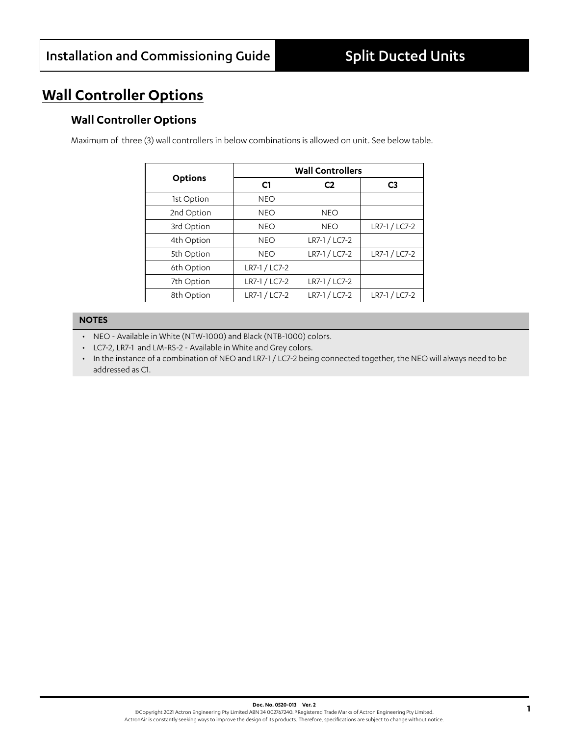# Wall Controller Options

## Wall Controller Options

Maximum of three (3) wall controllers in below combinations is allowed on unit. See below table.

| Options | Wall Controllers | | |
|---|---|---|---|
| | C1 | C2 | C3 |
| 1st Option | NEO | | |
| 2nd Option | NEO | NEO | |
| 3rd Option | NEO | NEO | LR7-1 / LC7-2 |
| 4th Option | NEO | LR7-1 / LC7-2 | |
| 5th Option | NEO | LR7-1 / LC7-2 | LR7-1 / LC7-2 |
| 6th Option | LR7-1 / LC7-2 | | |
| 7th Option | LR7-1 / LC7-2 | LR7-1 / LC7-2 | |
| 8th Option | LR7-1 / LC7-2 | LR7-1 / LC7-2 | LR7-1 / LC7-2 |

**NOTES**

- NEO - Available in White (NTW-1000) and Black (NTB-1000) colors.
- LC7-2, LR7-1 and LM-RS-2 - Available in White and Grey colors.
- In the instance of a combination of NEO and LR7-1 / LC7-2 being connected together, the NEO will always need to be addressed as C1.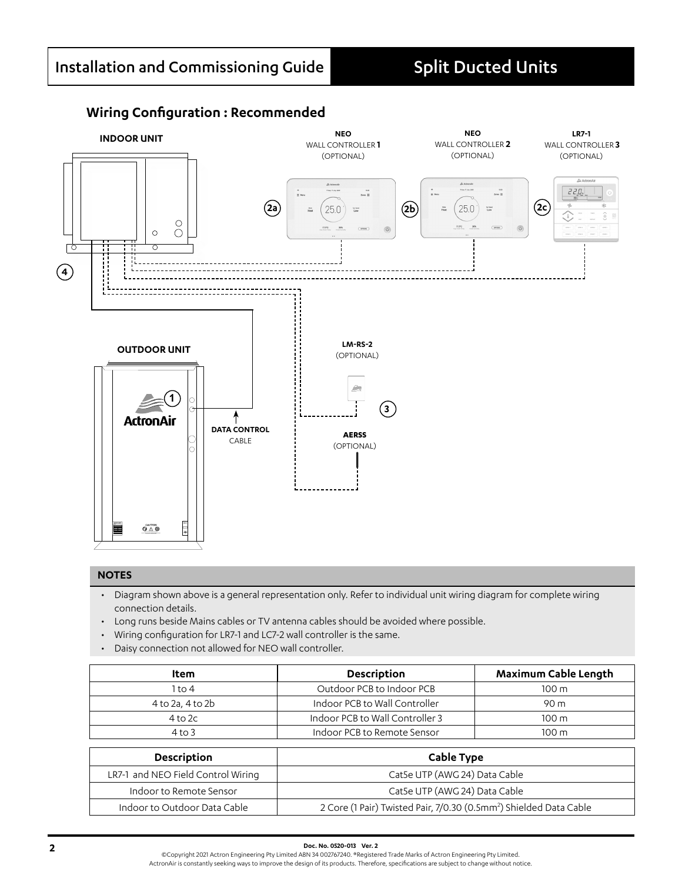## Wiring Configuration : Recommended

INDOOR UNIT

NEO WALL CONTROLLER **1** (OPTIONAL)

NEO WALL CONTROLLER **2** (OPTIONAL)

LR7-1 WALL CONTROLLER **3** (OPTIONAL)

OUTDOOR UNIT

LM-RS-2 (OPTIONAL)

DATA CONTROL CABLE

AERSS (OPTIONAL)

### NOTES

- Diagram shown above is a general representation only. Refer to individual unit wiring diagram for complete wiring connection details.
- Long runs beside Mains cables or TV antenna cables should be avoided where possible.
- Wiring configuration for LR7-1 and LC7-2 wall controller is the same.
- Daisy connection not allowed for NEO wall controller.

| Item | Description | Maximum Cable Length |
|---|---|---|
| 1 to 4 | Outdoor PCB to Indoor PCB | 100 m |
| 4 to 2a, 4 to 2b | Indoor PCB to Wall Controller | 90 m |
| 4 to 2c | Indoor PCB to Wall Controller 3 | 100 m |
| 4 to 3 | Indoor PCB to Remote Sensor | 100 m |

| Description | Cable Type |
|---|---|
| LR7-1 and NEO Field Control Wiring | Cat5e UTP (AWG 24) Data Cable |
| Indoor to Remote Sensor | Cat5e UTP (AWG 24) Data Cable |
| Indoor to Outdoor Data Cable | 2 Core (1 Pair) Twisted Pair, 7/0.30 (0.5mm$^2$) Shielded Data Cable |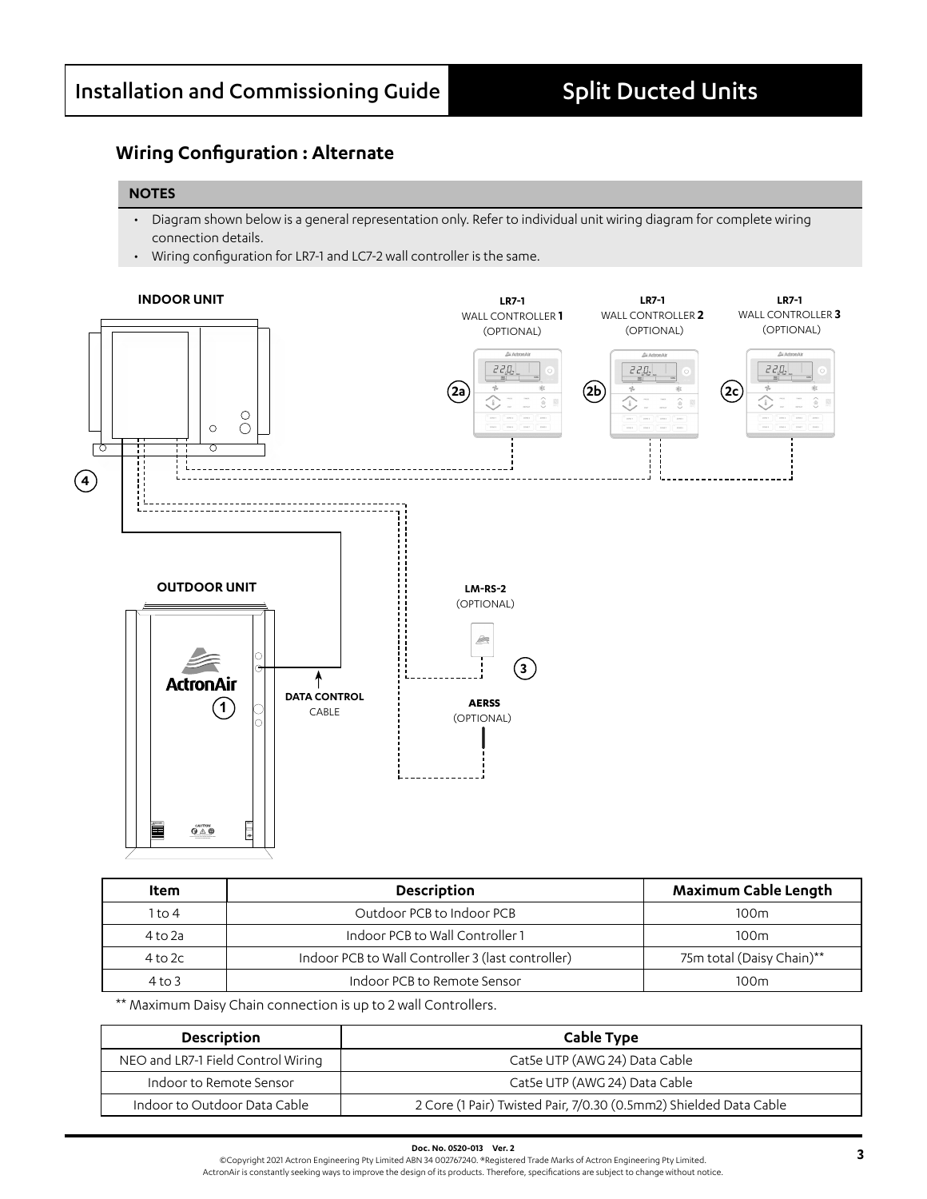## Wiring Configuration : Alternate

**NOTES**

- Diagram shown below is a general representation only. Refer to individual unit wiring diagram for complete wiring connection details.
- Wiring configuration for LR7-1 and LC7-2 wall controller is the same.

INDOOR UNIT

LR7-1
WALL CONTROLLER **1**
(OPTIONAL)

LR7-1
WALL CONTROLLER **2**
(OPTIONAL)

LR7-1
WALL CONTROLLER **3**
(OPTIONAL)

2a

2b

2c

4

OUTDOOR UNIT

1

DATA CONTROL
CABLE

LM-RS-2
(OPTIONAL)

3

AERSS
(OPTIONAL)

| Item | Description | Maximum Cable Length |
| --- | --- | --- |
| 1 to 4 | Outdoor PCB to Indoor PCB | 100m |
| 4 to 2a | Indoor PCB to Wall Controller 1 | 100m |
| 4 to 2c | Indoor PCB to Wall Controller 3 (last controller) | 75m total (Daisy Chain)** |
| 4 to 3 | Indoor PCB to Remote Sensor | 100m |

** Maximum Daisy Chain connection is up to 2 wall Controllers.

| Description | Cable Type |
| --- | --- |
| NEO and LR7-1 Field Control Wiring | Cat5e UTP (AWG 24) Data Cable |
| Indoor to Remote Sensor | Cat5e UTP (AWG 24) Data Cable |
| Indoor to Outdoor Data Cable | 2 Core (1 Pair) Twisted Pair, 7/0.30 (0.5mm2) Shielded Data Cable |